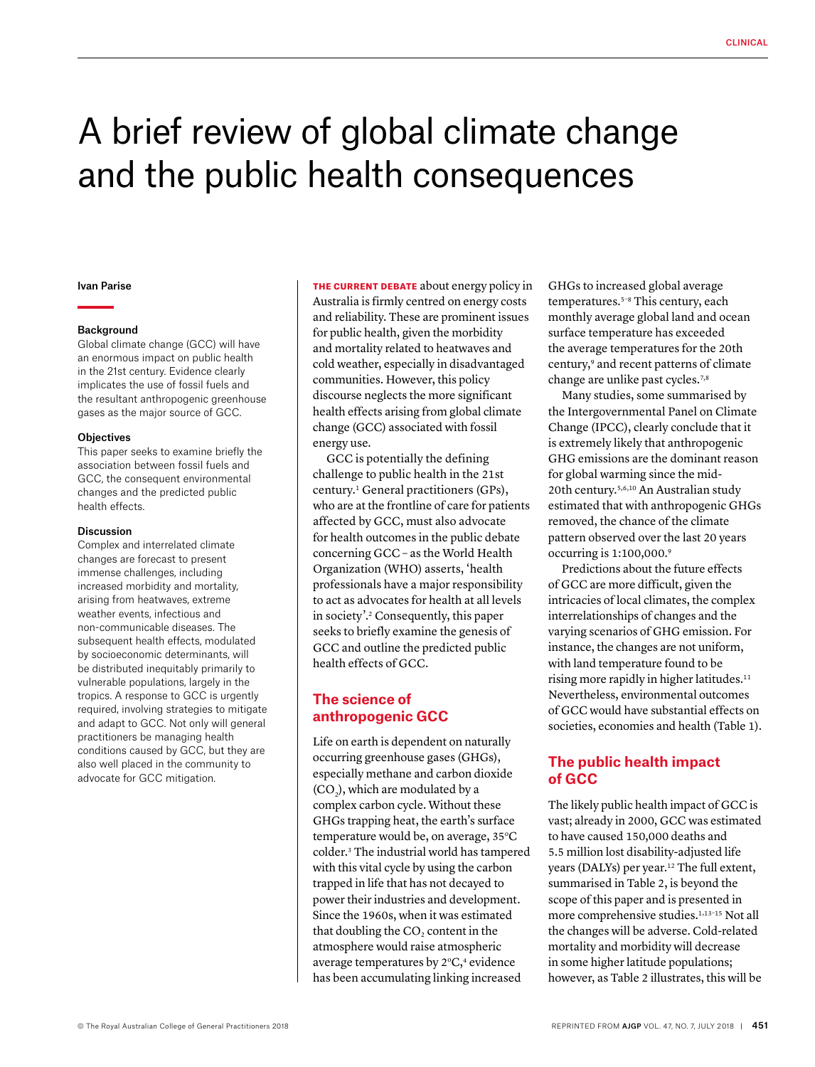# A brief review of global climate change and the public health consequences

**Ivan Parise**

### Background

Global climate change (GCC) will have an enormous impact on public health in the 21st century. Evidence clearly implicates the use of fossil fuels and the resultant anthropogenic greenhouse gases as the major source of GCC.

### Objectives

This paper seeks to examine briefly the association between fossil fuels and GCC, the consequent environmental changes and the predicted public health effects.

### Discussion

Complex and interrelated climate changes are forecast to present immense challenges, including increased morbidity and mortality, arising from heatwaves, extreme weather events, infectious and non-communicable diseases. The subsequent health effects, modulated by socioeconomic determinants, will be distributed inequitably primarily to vulnerable populations, largely in the tropics. A response to GCC is urgently required, involving strategies to mitigate and adapt to GCC. Not only will general practitioners be managing health conditions caused by GCC, but they are also well placed in the community to advocate for GCC mitigation.

**THE CURRENT DEBATE** about energy policy in Australia is firmly centred on energy costs and reliability. These are prominent issues for public health, given the morbidity and mortality related to heatwaves and cold weather, especially in disadvantaged communities. However, this policy discourse neglects the more significant health effects arising from global climate change (GCC) associated with fossil energy use.

GCC is potentially the defining challenge to public health in the 21st century.[1] General practitioners (GPs), who are at the frontline of care for patients affected by GCC, must also advocate for health outcomes in the public debate concerning GCC – as the World Health Organization (WHO) asserts, 'health professionals have a major responsibility to act as advocates for health at all levels in society'.[2] Consequently, this paper seeks to briefly examine the genesis of GCC and outline the predicted public health effects of GCC.

## The science of anthropogenic GCC

Life on earth is dependent on naturally occurring greenhouse gases (GHGs), especially methane and carbon dioxide ($CO_2$), which are modulated by a complex carbon cycle. Without these GHGs trapping heat, the earth's surface temperature would be, on average, 35°C colder.[3] The industrial world has tampered with this vital cycle by using the carbon trapped in life that has not decayed to power their industries and development. Since the 1960s, when it was estimated that doubling the $CO_2$ content in the atmosphere would raise atmospheric average temperatures by 2°C,[4] evidence has been accumulating linking increased GHGs to increased global average temperatures.[5–8] This century, each monthly average global land and ocean surface temperature has exceeded the average temperatures for the 20th century,[9] and recent patterns of climate change are unlike past cycles.[7,8]

Many studies, some summarised by the Intergovernmental Panel on Climate Change (IPCC), clearly conclude that it is extremely likely that anthropogenic GHG emissions are the dominant reason for global warming since the mid-20th century.[5,6,10] An Australian study estimated that with anthropogenic GHGs removed, the chance of the climate pattern observed over the last 20 years occurring is 1:100,000.[9]

Predictions about the future effects of GCC are more difficult, given the intricacies of local climates, the complex interrelationships of changes and the varying scenarios of GHG emission. For instance, the changes are not uniform, with land temperature found to be rising more rapidly in higher latitudes.[11] Nevertheless, environmental outcomes of GCC would have substantial effects on societies, economies and health (Table 1).

## The public health impact of GCC

The likely public health impact of GCC is vast; already in 2000, GCC was estimated to have caused 150,000 deaths and 5.5 million lost disability-adjusted life years (DALYs) per year.[12] The full extent, summarised in Table 2, is beyond the scope of this paper and is presented in more comprehensive studies.[1,13–15] Not all the changes will be adverse. Cold-related mortality and morbidity will decrease in some higher latitude populations; however, as Table 2 illustrates, this will be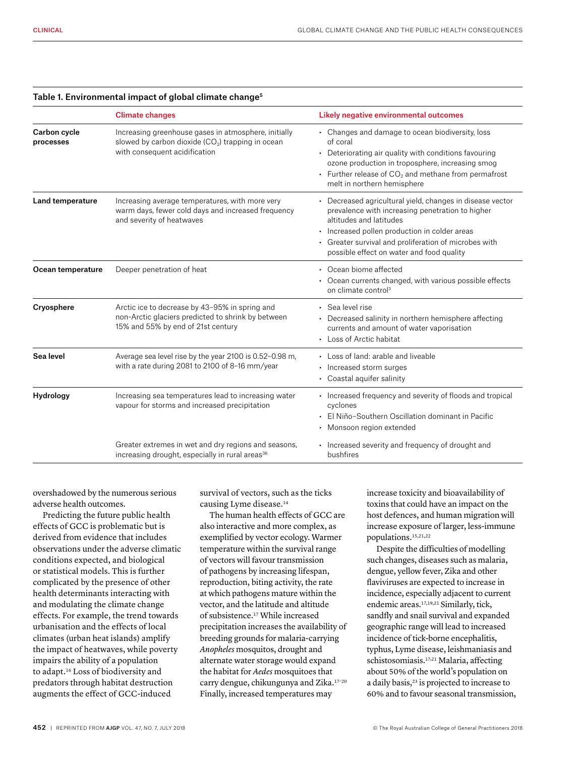**Table 1. Environmental impact of global climate change[5]**

| | Climate changes | Likely negative environmental outcomes |
|---|---|---|
| **Carbon cycle processes** | Increasing greenhouse gases in atmosphere, initially slowed by carbon dioxide ($CO_2$) trapping in ocean with consequent acidification | • Changes and damage to ocean biodiversity, loss of coral<br>• Deteriorating air quality with conditions favouring ozone production in troposphere, increasing smog<br>• Further release of $CO_2$ and methane from permafrost melt in northern hemisphere |
| **Land temperature** | Increasing average temperatures, with more very warm days, fewer cold days and increased frequency and severity of heatwaves | • Decreased agricultural yield, changes in disease vector prevalence with increasing penetration to higher altitudes and latitudes<br>• Increased pollen production in colder areas<br>• Greater survival and proliferation of microbes with possible effect on water and food quality |
| **Ocean temperature** | Deeper penetration of heat | • Ocean biome affected<br>• Ocean currents changed, with various possible effects on climate control[3] |
| **Cryosphere** | Arctic ice to decrease by 43–95% in spring and non-Arctic glaciers predicted to shrink by between 15% and 55% by end of 21st century | • Sea level rise<br>• Decreased salinity in northern hemisphere affecting currents and amount of water vaporisation<br>• Loss of Arctic habitat |
| **Sea level** | Average sea level rise by the year 2100 is 0.52–0.98 m, with a rate during 2081 to 2100 of 8–16 mm/year | • Loss of land: arable and liveable<br>• Increased storm surges<br>• Coastal aquifer salinity |
| **Hydrology** | Increasing sea temperatures lead to increasing water vapour for storms and increased precipitation | • Increased frequency and severity of floods and tropical cyclones<br>• El Niño–Southern Oscillation dominant in Pacific<br>• Monsoon region extended |
| | Greater extremes in wet and dry regions and seasons, increasing drought, especially in rural areas[36] | • Increased severity and frequency of drought and bushfires |

overshadowed by the numerous serious adverse health outcomes.

Predicting the future public health effects of GCC is problematic but is derived from evidence that includes observations under the adverse climatic conditions expected, and biological or statistical models. This is further complicated by the presence of other health determinants interacting with and modulating the climate change effects. For example, the trend towards urbanisation and the effects of local climates (urban heat islands) amplify the impact of heatwaves, while poverty impairs the ability of a population to adapt.[16] Loss of biodiversity and predators through habitat destruction augments the effect of GCC-induced survival of vectors, such as the ticks causing Lyme disease.[14]

The human health effects of GCC are also interactive and more complex, as exemplified by vector ecology. Warmer temperature within the survival range of vectors will favour transmission of pathogens by increasing lifespan, reproduction, biting activity, the rate at which pathogens mature within the vector, and the latitude and altitude of subsistence.[17] While increased precipitation increases the availability of breeding grounds for malaria-carrying *Anopheles* mosquitos, drought and alternate water storage would expand the habitat for *Aedes* mosquitoes that carry dengue, chikungunya and Zika.[17–20] Finally, increased temperatures may increase toxicity and bioavailability of toxins that could have an impact on the host defences, and human migration will increase exposure of larger, less-immune populations.[15,21,22]

Despite the difficulties of modelling such changes, diseases such as malaria, dengue, yellow fever, Zika and other flaviviruses are expected to increase in incidence, especially adjacent to current endemic areas.[17,19,21] Similarly, tick, sandfly and snail survival and expanded geographic range will lead to increased incidence of tick-borne encephalitis, typhus, Lyme disease, leishmaniasis and schistosomiasis.[17,21] Malaria, affecting about 50% of the world's population on a daily basis,[23] is projected to increase to 60% and to favour seasonal transmission,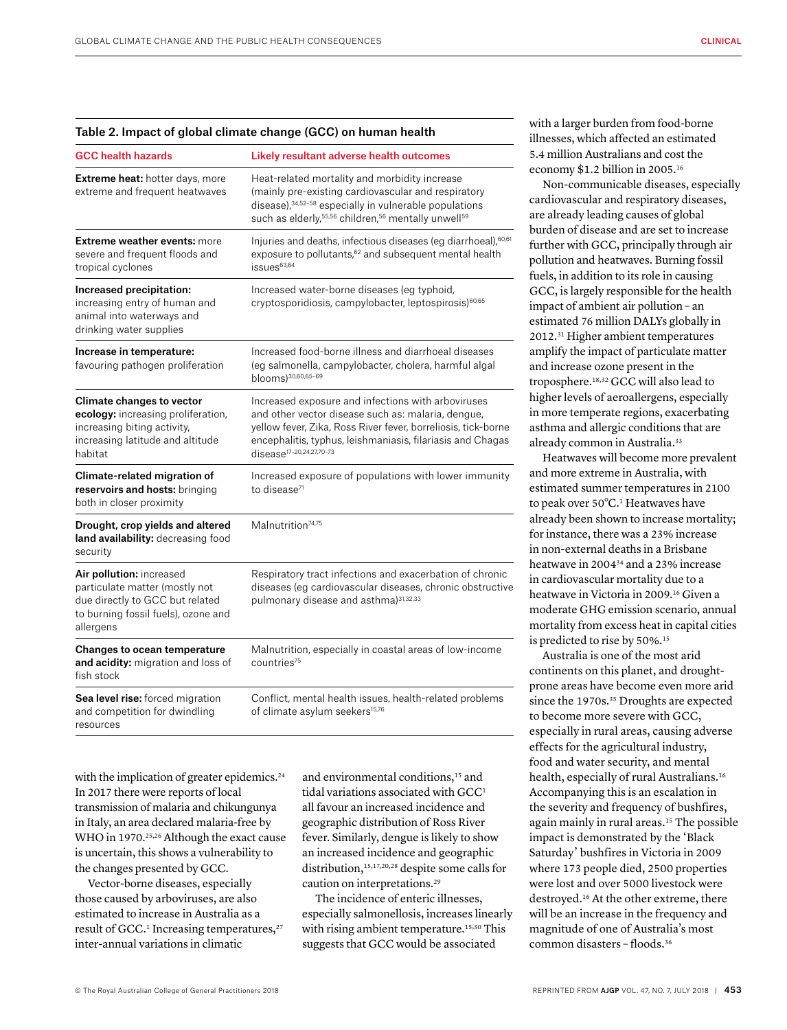**Table 2. Impact of global climate change (GCC) on human health**

| GCC health hazards | Likely resultant adverse health outcomes |
|---|---|
| **Extreme heat:** hotter days, more extreme and frequent heatwaves | Heat-related mortality and morbidity increase (mainly pre-existing cardiovascular and respiratory disease),[34,52–58] especially in vulnerable populations such as elderly,[55,56] children,[56] mentally unwell[59] |
| **Extreme weather events:** more severe and frequent floods and tropical cyclones | Injuries and deaths, infectious diseases (eg diarrhoeal),[60,61] exposure to pollutants,[62] and subsequent mental health issues[63,64] |
| **Increased precipitation:** increasing entry of human and animal into waterways and drinking water supplies | Increased water-borne diseases (eg typhoid, cryptosporidiosis, campylobacter, leptospirosis)[60,65] |
| **Increase in temperature:** favouring pathogen proliferation | Increased food-borne illness and diarrhoeal diseases (eg salmonella, campylobacter, cholera, harmful algal blooms)[30,60,65–69] |
| **Climate changes to vector ecology:** increasing proliferation, increasing biting activity, increasing latitude and altitude habitat | Increased exposure and infections with arboviruses and other vector disease such as: malaria, dengue, yellow fever, Zika, Ross River fever, borreliosis, tick-borne encephalitis, typhus, leishmaniasis, filariasis and Chagas disease[17–20,24,27,70–73] |
| **Climate-related migration of reservoirs and hosts:** bringing both in closer proximity | Increased exposure of populations with lower immunity to disease[71] |
| **Drought, crop yields and altered land availability:** decreasing food security | Malnutrition[74,75] |
| **Air pollution:** increased particulate matter (mostly not due directly to GCC but related to burning fossil fuels), ozone and allergens | Respiratory tract infections and exacerbation of chronic diseases (eg cardiovascular diseases, chronic obstructive pulmonary disease and asthma)[31,32,33] |
| **Changes to ocean temperature and acidity:** migration and loss of fish stock | Malnutrition, especially in coastal areas of low-income countries[75] |
| **Sea level rise:** forced migration and competition for dwindling resources | Conflict, mental health issues, health-related problems of climate asylum seekers[15,76] |

with the implication of greater epidemics.[24] In 2017 there were reports of local transmission of malaria and chikungunya in Italy, an area declared malaria-free by WHO in 1970.[25,26] Although the exact cause is uncertain, this shows a vulnerability to the changes presented by GCC.

Vector-borne diseases, especially those caused by arboviruses, are also estimated to increase in Australia as a result of GCC.[1] Increasing temperatures,[27] inter-annual variations in climatic and environmental conditions,[15] and tidal variations associated with GCC[1] all favour an increased incidence and geographic distribution of Ross River fever. Similarly, dengue is likely to show an increased incidence and geographic distribution,[15,17,20,28] despite some calls for caution on interpretations.[29]

The incidence of enteric illnesses, especially salmonellosis, increases linearly with rising ambient temperature.[15,30] This suggests that GCC would be associated with a larger burden from food-borne illnesses, which affected an estimated 5.4 million Australians and cost the economy $1.2 billion in 2005.[16]

Non-communicable diseases, especially cardiovascular and respiratory diseases, are already leading causes of global burden of disease and are set to increase further with GCC, principally through air pollution and heatwaves. Burning fossil fuels, in addition to its role in causing GCC, is largely responsible for the health impact of ambient air pollution – an estimated 76 million DALYs globally in 2012.[31] Higher ambient temperatures amplify the impact of particulate matter and increase ozone present in the troposphere.[18,32] GCC will also lead to higher levels of aeroallergens, especially in more temperate regions, exacerbating asthma and allergic conditions that are already common in Australia.[33]

Heatwaves will become more prevalent and more extreme in Australia, with estimated summer temperatures in 2100 to peak over 50°C.[1] Heatwaves have already been shown to increase mortality; for instance, there was a 23% increase in non-external deaths in a Brisbane heatwave in 2004[34] and a 23% increase in cardiovascular mortality due to a heatwave in Victoria in 2009.[16] Given a moderate GHG emission scenario, annual mortality from excess heat in capital cities is predicted to rise by 50%.[15]

Australia is one of the most arid continents on this planet, and drought-prone areas have become even more arid since the 1970s.[35] Droughts are expected to become more severe with GCC, especially in rural areas, causing adverse effects for the agricultural industry, food and water security, and mental health, especially of rural Australians.[16] Accompanying this is an escalation in the severity and frequency of bushfires, again mainly in rural areas.[15] The possible impact is demonstrated by the 'Black Saturday' bushfires in Victoria in 2009 where 173 people died, 2500 properties were lost and over 5000 livestock were destroyed.[16] At the other extreme, there will be an increase in the frequency and magnitude of one of Australia's most common disasters – floods.[36]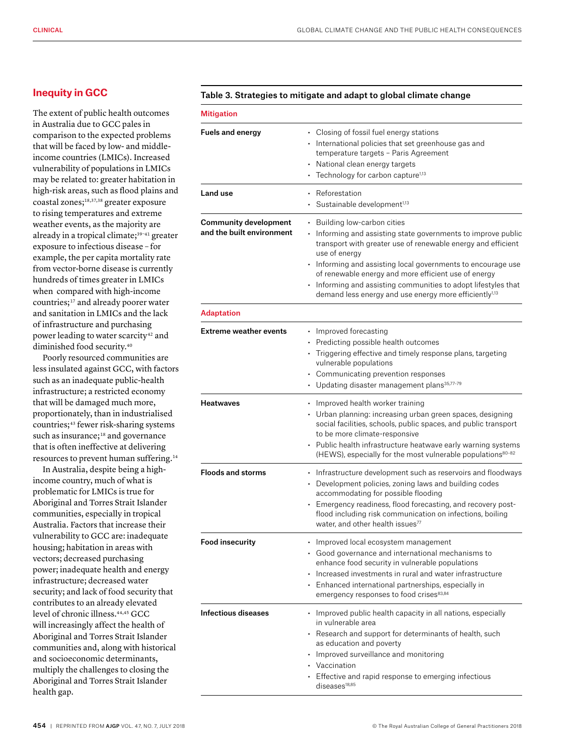## Inequity in GCC

The extent of public health outcomes in Australia due to GCC pales in comparison to the expected problems that will be faced by low- and middle-income countries (LMICs). Increased vulnerability of populations in LMICs may be related to: greater habitation in high-risk areas, such as flood plains and coastal zones;[18,37,38] greater exposure to rising temperatures and extreme weather events, as the majority are already in a tropical climate;[39–41] greater exposure to infectious disease – for example, the per capita mortality rate from vector-borne disease is currently hundreds of times greater in LMICs when compared with high-income countries;[17] and already poorer water and sanitation in LMICs and the lack of infrastructure and purchasing power leading to water scarcity[42] and diminished food security.[40]

Poorly resourced communities are less insulated against GCC, with factors such as an inadequate public-health infrastructure; a restricted economy that will be damaged much more, proportionately, than in industrialised countries;[43] fewer risk-sharing systems such as insurance;[18] and governance that is often ineffective at delivering resources to prevent human suffering.[14]

In Australia, despite being a high-income country, much of what is problematic for LMICs is true for Aboriginal and Torres Strait Islander communities, especially in tropical Australia. Factors that increase their vulnerability to GCC are: inadequate housing; habitation in areas with vectors; decreased purchasing power; inadequate health and energy infrastructure; decreased water security; and lack of food security that contributes to an already elevated level of chronic illness.[44,45] GCC will increasingly affect the health of Aboriginal and Torres Strait Islander communities and, along with historical and socioeconomic determinants, multiply the challenges to closing the Aboriginal and Torres Strait Islander health gap.

**Table 3. Strategies to mitigate and adapt to global climate change**

| | |
|---|---|
| **Mitigation** | |
| **Fuels and energy** | • Closing of fossil fuel energy stations<br>• International policies that set greenhouse gas and temperature targets – Paris Agreement<br>• National clean energy targets<br>• Technology for carbon capture[1,13] |
| **Land use** | • Reforestation<br>• Sustainable development[1,13] |
| **Community development and the built environment** | • Building low-carbon cities<br>• Informing and assisting state governments to improve public transport with greater use of renewable energy and efficient use of energy<br>• Informing and assisting local governments to encourage use of renewable energy and more efficient use of energy<br>• Informing and assisting communities to adopt lifestyles that demand less energy and use energy more efficiently[1,13] |
| **Adaptation** | |
| **Extreme weather events** | • Improved forecasting<br>• Predicting possible health outcomes<br>• Triggering effective and timely response plans, targeting vulnerable populations<br>• Communicating prevention responses<br>• Updating disaster management plans[35,77–79] |
| **Heatwaves** | • Improved health worker training<br>• Urban planning: increasing urban green spaces, designing social facilities, schools, public spaces, and public transport to be more climate-responsive<br>• Public health infrastructure heatwave early warning systems (HEWS), especially for the most vulnerable populations[80–82] |
| **Floods and storms** | • Infrastructure development such as reservoirs and floodways<br>• Development policies, zoning laws and building codes accommodating for possible flooding<br>• Emergency readiness, flood forecasting, and recovery post-flood including risk communication on infections, boiling water, and other health issues[77] |
| **Food insecurity** | • Improved local ecosystem management<br>• Good governance and international mechanisms to enhance food security in vulnerable populations<br>• Increased investments in rural and water infrastructure<br>• Enhanced international partnerships, especially in emergency responses to food crises[83,84] |
| **Infectious diseases** | • Improved public health capacity in all nations, especially in vulnerable area<br>• Research and support for determinants of health, such as education and poverty<br>• Improved surveillance and monitoring<br>• Vaccination<br>• Effective and rapid response to emerging infectious diseases[18,85] |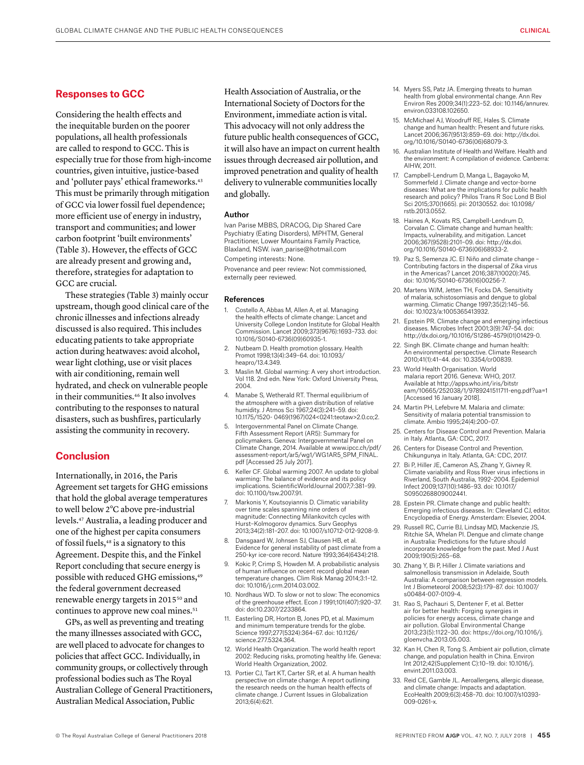## Responses to GCC

Considering the health effects and the inequitable burden on the poorer populations, all health professionals are called to respond to GCC. This is especially true for those from high-income countries, given intuitive, justice-based and 'polluter pays' ethical frameworks.[43] This must be primarily through mitigation of GCC via lower fossil fuel dependence; more efficient use of energy in industry, transport and communities; and lower carbon footprint 'built environments' (Table 3). However, the effects of GCC are already present and growing and, therefore, strategies for adaptation to GCC are crucial.

These strategies (Table 3) mainly occur upstream, though good clinical care of the chronic illnesses and infections already discussed is also required. This includes educating patients to take appropriate action during heatwaves: avoid alcohol, wear light clothing, use or visit places with air conditioning, remain well hydrated, and check on vulnerable people in their communities.[46] It also involves contributing to the responses to natural disasters, such as bushfires, particularly assisting the community in recovery.

## Conclusion

Internationally, in 2016, the Paris Agreement set targets for GHG emissions that hold the global average temperatures to well below 2°C above pre-industrial levels.[47] Australia, a leading producer and one of the highest per capita consumers of fossil fuels,[48] is a signatory to this Agreement. Despite this, and the Finkel Report concluding that secure energy is possible with reduced GHG emissions,[49] the federal government decreased renewable energy targets in 2015[50] and continues to approve new coal mines.[51]

GPs, as well as preventing and treating the many illnesses associated with GCC, are well placed to advocate for changes to policies that affect GCC. Individually, in community groups, or collectively through professional bodies such as The Royal Australian College of General Practitioners, Australian Medical Association, Public Health Association of Australia, or the International Society of Doctors for the Environment, immediate action is vital. This advocacy will not only address the future public health consequences of GCC, it will also have an impact on current health issues through decreased air pollution, and improved penetration and quality of health delivery to vulnerable communities locally and globally.

### Author

Ivan Parise MBBS, DRACOG, Dip Shared Care Psychiatry (Eating Disorders), MPHTM, General Practitioner, Lower Mountains Family Practice, Blaxland, NSW. ivan_parise@hotmail.com

Competing interests: None.

Provenance and peer review: Not commissioned, externally peer reviewed.

### References

1. Costello A, Abbas M, Allen A, et al. Managing the health effects of climate change: Lancet and University College London Institute for Global Health Commission. Lancet 2009;373(9676):1693–733. doi: 10.1016/S0140-6736(09)60935-1.
2. Nutbeam D. Health promotion glossary. Health Promot 1998;13(4):349–64. doi: 10.1093/heapro/13.4.349.
3. Maslin M. Global warming: A very short introduction. Vol 118. 2nd edn. New York: Oxford University Press, 2004.
4. Manabe S, Wetherald RT. Thermal equilibrium of the atmosphere with a given distribution of relative humidity. J Atmos Sci 1967;24(3):241–59. doi: 10.1175/1520- 0469(1967)024<0241:teotaw>2.0.co;2.
5. Intergovernmental Panel on Climate Change. Fifth Assessment Report (AR5): Summary for policymakers. Geneva: Intergovernmental Panel on Climate Change, 2014. Available at www.ipcc.ch/pdf/assessment-report/ar5/wg1/WG1AR5_SPM_FINAL.pdf [Accessed 25 July 2017].
6. Keller CF. Global warming 2007. An update to global warming: The balance of evidence and its policy implications. ScientificWorldJournal 2007;7:381–99. doi: 10.1100/tsw.2007.91.
7. Markonis Y, Koutsoyiannis D. Climatic variability over time scales spanning nine orders of magnitude: Connecting Milankovitch cycles with Hurst–Kolmogorov dynamics. Surv Geophys 2013;34(2):181–207. doi: 10.1007/s10712-012-9208-9.
8. Dansgaard W, Johnsen SJ, Clausen HB, et al. Evidence for general instability of past climate from a 250-kyr ice-core record. Nature 1993;364(6434):218.
9. Kokic P, Crimp S, Howden M. A probabilistic analysis of human influence on recent record global mean temperature changes. Clim Risk Manag 2014;3:1–12. doi: 10.1016/j.crm.2014.03.002.
10. Nordhaus WD. To slow or not to slow: The economics of the greenhouse effect. Econ J 1991;101(407):920–37. doi: doi:10.2307/2233864.
11. Easterling DR, Horton B, Jones PD, et al. Maximum and minimum temperature trends for the globe. Science 1997;277(5324):364–67. doi: 10.1126/science.277.5324.364.
12. World Health Organization. The world health report 2002: Reducing risks, promoting healthy life. Geneva: World Health Organization, 2002.
13. Portier CJ, Tart KT, Carter SR, et al. A human health perspective on climate change: A report outlining the research needs on the human health effects of climate change. J Current Issues in Globalization 2013;6(4):621.
14. Myers SS, Patz JA. Emerging threats to human health from global environmental change. Ann Rev Environ Res 2009;34(1):223–52. doi: 10.1146/annurev.environ.033108.102650.
15. McMichael AJ, Woodruff RE, Hales S. Climate change and human health: Present and future risks. Lancet 2006;367(9513):859–69. doi: http://dx.doi.org/10.1016/S0140-6736(06)68079-3.
16. Australian Institute of Health and Welfare. Health and the environment: A compilation of evidence. Canberra: AIHW, 2011.
17. Campbell-Lendrum D, Manga L, Bagayoko M, Sommerfeld J. Climate change and vector-borne diseases: What are the implications for public health research and policy? Philos Trans R Soc Lond B Biol Sci 2015;370(1665). pii: 20130552. doi: 10.1098/rstb.2013.0552.
18. Haines A, Kovats RS, Campbell-Lendrum D, Corvalan C. Climate change and human health: Impacts, vulnerability, and mitigation. Lancet 2006;367(9528):2101–09. doi: http://dx.doi.org/10.1016/S0140-6736(06)68933-2.
19. Paz S, Semenza JC. El Niño and climate change – Contributing factors in the dispersal of Zika virus in the Americas? Lancet 2016;387(10020):745. doi: 10.1016/S0140-6736(16)00256-7.
20. Martens WJM, Jetten TH, Focks DA. Sensitivity of malaria, schistosomiasis and dengue to global warming. Climatic Change 1997;35(2):145–56. doi: 10.1023/a:1005365413932.
21. Epstein PR. Climate change and emerging infectious diseases. Microbes Infect 2001;3(9):747–54. doi: http://dx.doi.org/10.1016/S1286-4579(01)01429-0.
22. Singh BK. Climate change and human health: An environmental perspective. Climate Research 2010;41(1):41–44. doi: 10.3354/cr00839.
23. World Health Organisation. World malaria report 2016. Geneva: WHO, 2017. Available at http://apps.who.int/iris/bitstream/10665/252038/1/9789241511711-eng.pdf?ua=1 [Accessed 16 January 2018].
24. Martin PH, Lefebvre M. Malaria and climate: Sensitivity of malaria potential transmission to climate. Ambio 1995;24(4):200–07.
25. Centers for Disease Control and Prevention. Malaria in Italy. Atlanta, GA: CDC, 2017.
26. Centers for Disease Control and Prevention. Chikungunya in Italy. Atlanta, GA: CDC, 2017.
27. Bi P, Hiller JE, Cameron AS, Zhang Y, Givney R. Climate variability and Ross River virus infections in Riverland, South Australia, 1992–2004. Epidemiol Infect 2009;137(10):1486–93. doi: 10.1017/S0950268809002441.
28. Epstein PR. Climate change and public health: Emerging infectious diseases. In: Cleveland CJ, editor. Encyclopedia of Energy. Amsterdam: Elsevier, 2004.
29. Russell RC, Currie BJ, Lindsay MD, Mackenzie JS, Ritchie SA, Whelan PI. Dengue and climate change in Australia: Predictions for the future should incorporate knowledge from the past. Med J Aust 2009;190(5):265–68.
30. Zhang Y, Bi P, Hiller J. Climate variations and salmonellosis transmission in Adelaide, South Australia: A comparison between regression models. Int J Biometeorol 2008;52(3):179–87. doi: 10.1007/s00484-007-0109-4.
31. Rao S, Pachauri S, Dentener F, et al. Better air for better health: Forging synergies in policies for energy access, climate change and air pollution. Global Environmental Change 2013;23(5):1122–30. doi: https://doi.org/10.1016/j.gloenvcha.2013.05.003.
32. Kan H, Chen R, Tong S. Ambient air pollution, climate change, and population health in China. Environ Int 2012;42(Supplement C):10–19. doi: 10.1016/j.envint.2011.03.003.
33. Reid CE, Gamble JL. Aeroallergens, allergic disease, and climate change: Impacts and adaptation. EcoHealth 2009;6(3):458–70. doi: 10.1007/s10393-009-0261-x.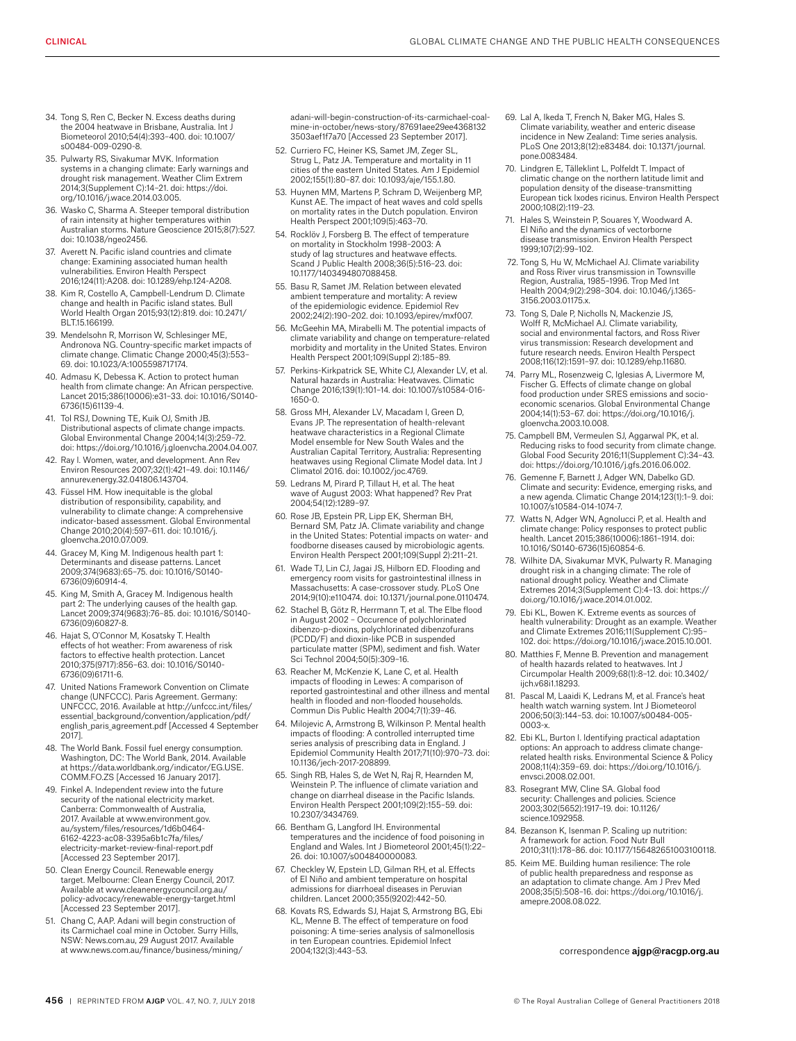34. Tong S, Ren C, Becker N. Excess deaths during the 2004 heatwave in Brisbane, Australia. Int J Biometeorol 2010;54(4):393–400. doi: 10.1007/s00484-009-0290-8.
35. Pulwarty RS, Sivakumar MVK. Information systems in a changing climate: Early warnings and drought risk management. Weather Clim Extrem 2014;3(Supplement C):14–21. doi: https://doi.org/10.1016/j.wace.2014.03.005.
36. Wasko C, Sharma A. Steeper temporal distribution of rain intensity at higher temperatures within Australian storms. Nature Geoscience 2015;8(7):527. doi: 10.1038/ngeo2456.
37. Averett N. Pacific island countries and climate change: Examining associated human health vulnerabilities. Environ Health Perspect 2016;124(11):A208. doi: 10.1289/ehp.124-A208.
38. Kim R, Costello A, Campbell-Lendrum D. Climate change and health in Pacific island states. Bull World Health Organ 2015;93(12):819. doi: 10.2471/BLT.15.166199.
39. Mendelsohn R, Morrison W, Schlesinger ME, Andronova NG. Country-specific market impacts of climate change. Climatic Change 2000;45(3):553–69. doi: 10.1023/A:1005598717174.
40. Admasu K, Debessa K. Action to protect human health from climate change: An African perspective. Lancet 2015;386(10006):e31–33. doi: 10.1016/S0140-6736(15)61139-4.
41. Tol RSJ, Downing TE, Kuik OJ, Smith JB. Distributional aspects of climate change impacts. Global Environmental Change 2004;14(3):259–72. doi: https://doi.org/10.1016/j.gloenvcha.2004.04.007.
42. Ray I. Women, water, and development. Ann Rev Environ Resources 2007;32(1):421–49. doi: 10.1146/annurev.energy.32.041806.143704.
43. Füssel HM. How inequitable is the global distribution of responsibility, capability, and vulnerability to climate change: A comprehensive indicator-based assessment. Global Environmental Change 2010;20(4):597–611. doi: 10.1016/j.gloenvcha.2010.07.009.
44. Gracey M, King M. Indigenous health part 1: Determinants and disease patterns. Lancet 2009;374(9683):65–75. doi: 10.1016/S0140-6736(09)60914-4.
45. King M, Smith A, Gracey M. Indigenous health part 2: The underlying causes of the health gap. Lancet 2009;374(9683):76–85. doi: 10.1016/S0140-6736(09)60827-8.
46. Hajat S, O'Connor M, Kosatsky T. Health effects of hot weather: From awareness of risk factors to effective health protection. Lancet 2010;375(9717):856–63. doi: 10.1016/S0140-6736(09)61711-6.
47. United Nations Framework Convention on Climate change (UNFCCC). Paris Agreement. Germany: UNFCCC, 2016. Available at http://unfccc.int/files/essential_background/convention/application/pdf/english_paris_agreement.pdf [Accessed 4 September 2017].
48. The World Bank. Fossil fuel energy consumption. Washington, DC: The World Bank, 2014. Available at https://data.worldbank.org/indicator/EG.USE.COMM.FO.ZS [Accessed 16 January 2017].
49. Finkel A. Independent review into the future security of the national electricity market. Canberra: Commonwealth of Australia, 2017. Available at www.environment.gov.au/system/files/resources/1d6b0464-6162-4223-ac08-3395a6b1c7fa/files/electricity-market-review-final-report.pdf [Accessed 23 September 2017].
50. Clean Energy Council. Renewable energy target. Melbourne: Clean Energy Council, 2017. Available at www.cleanenergycouncil.org.au/policy-advocacy/renewable-energy-target.html [Accessed 23 September 2017].
51. Chang C, AAP. Adani will begin construction of its Carmichael coal mine in October. Surry Hills, NSW: News.com.au, 29 August 2017. Available at www.news.com.au/finance/business/mining/adani-will-begin-construction-of-its-carmichael-coal-mine-in-october/news-story/87691aee29ee4368132 3503aef1f7a70 [Accessed 23 September 2017].
52. Curriero FC, Heiner KS, Samet JM, Zeger SL, Strug L, Patz JA. Temperature and mortality in 11 cities of the eastern United States. Am J Epidemiol 2002;155(1):80–87. doi: 10.1093/aje/155.1.80.
53. Huynen MM, Martens P, Schram D, Weijenberg MP, Kunst AE. The impact of heat waves and cold spells on mortality rates in the Dutch population. Environ Health Perspect 2001;109(5):463–70.
54. Rocklöv J, Forsberg B. The effect of temperature on mortality in Stockholm 1998–2003: A study of lag structures and heatwave effects. Scand J Public Health 2008;36(5):516–23. doi: 10.1177/1403494807088458.
55. Basu R, Samet JM. Relation between elevated ambient temperature and mortality: A review of the epidemiologic evidence. Epidemiol Rev 2002;24(2):190–202. doi: 10.1093/epirev/mxf007.
56. McGeehin MA, Mirabelli M. The potential impacts of climate variability and change on temperature-related morbidity and mortality in the United States. Environ Health Perspect 2001;109(Suppl 2):185–89.
57. Perkins-Kirkpatrick SE, White CJ, Alexander LV, et al. Natural hazards in Australia: Heatwaves. Climatic Change 2016;139(1):101–14. doi: 10.1007/s10584-016-1650-0.
58. Gross MH, Alexander LV, Macadam I, Green D, Evans JP. The representation of health-relevant heatwave characteristics in a Regional Climate Model ensemble for New South Wales and the Australian Capital Territory, Australia: Representing heatwaves using Regional Climate Model data. Int J Climatol 2016. doi: 10.1002/joc.4769.
59. Ledrans M, Pirard P, Tillaut H, et al. The heat wave of August 2003: What happened? Rev Prat 2004;54(12):1289–97.
60. Rose JB, Epstein PR, Lipp EK, Sherman BH, Bernard SM, Patz JA. Climate variability and change in the United States: Potential impacts on water- and foodborne diseases caused by microbiologic agents. Environ Health Perspect 2001;109(Suppl 2):211–21.
61. Wade TJ, Lin CJ, Jagai JS, Hilborn ED. Flooding and emergency room visits for gastrointestinal illness in Massachusetts: A case-crossover study. PLoS One 2014;9(10):e110474. doi: 10.1371/journal.pone.0110474.
62. Stachel B, Götz R, Herrmann T, et al. The Elbe flood in August 2002 – Occurence of polychlorinated dibenzo-p-dioxins, polychlorinated dibenzofurans (PCDD/F) and dioxin-like PCB in suspended particulate matter (SPM), sediment and fish. Water Sci Technol 2004;50(5):309–16.
63. Reacher M, McKenzie K, Lane C, et al. Health impacts of flooding in Lewes: A comparison of reported gastrointestinal and other illness and mental health in flooded and non-flooded households. Commun Dis Public Health 2004;7(1):39–46.
64. Milojevic A, Armstrong B, Wilkinson P. Mental health impacts of flooding: A controlled interrupted time series analysis of prescribing data in England. J Epidemiol Community Health 2017;71(10):970–73. doi: 10.1136/jech-2017-208899.
65. Singh RB, Hales S, de Wet N, Raj R, Hearnden M, Weinstein P. The influence of climate variation and change on diarrheal disease in the Pacific Islands. Environ Health Perspect 2001;109(2):155–59. doi: 10.2307/3434769.
66. Bentham G, Langford IH. Environmental temperatures and the incidence of food poisoning in England and Wales. Int J Biometeorol 2001;45(1):22–26. doi: 10.1007/s004840000083.
67. Checkley W, Epstein LD, Gilman RH, et al. Effects of El Niño and ambient temperature on hospital admissions for diarrhoeal diseases in Peruvian children. Lancet 2000;355(9202):442–50.
68. Kovats RS, Edwards SJ, Hajat S, Armstrong BG, Ebi KL, Menne B. The effect of temperature on food poisoning: A time-series analysis of salmonellosis in ten European countries. Epidemiol Infect 2004;132(3):443–53.
69. Lal A, Ikeda T, French N, Baker MG, Hales S. Climate variability, weather and enteric disease incidence in New Zealand: Time series analysis. PLoS One 2013;8(12):e83484. doi: 10.1371/journal.pone.0083484.
70. Lindgren E, Tälleklint L, Polfeldt T. Impact of climatic change on the northern latitude limit and population density of the disease-transmitting European tick Ixodes ricinus. Environ Health Perspect 2000;108(2):119–23.
71. Hales S, Weinstein P, Souares Y, Woodward A. El Niño and the dynamics of vectorborne disease transmission. Environ Health Perspect 1999;107(2):99–102.
72. Tong S, Hu W, McMichael AJ. Climate variability and Ross River virus transmission in Townsville Region, Australia, 1985–1996. Trop Med Int Health 2004;9(2):298–304. doi: 10.1046/j.1365-3156.2003.01175.x.
73. Tong S, Dale P, Nicholls N, Mackenzie JS, Wolff R, McMichael AJ. Climate variability, social and environmental factors, and Ross River virus transmission: Research development and future research needs. Environ Health Perspect 2008;116(12):1591–97. doi: 10.1289/ehp.11680.
74. Parry ML, Rosenzweig C, Iglesias A, Livermore M, Fischer G. Effects of climate change on global food production under SRES emissions and socio-economic scenarios. Global Environmental Change 2004;14(1):53–67. doi: https://doi.org/10.1016/j.gloenvcha.2003.10.008.
75. Campbell BM, Vermeulen SJ, Aggarwal PK, et al. Reducing risks to food security from climate change. Global Food Security 2016;11(Supplement C):34–43. doi: https://doi.org/10.1016/j.gfs.2016.06.002.
76. Gemenne F, Barnett J, Adger WN, Dabelko GD. Climate and security: Evidence, emerging risks, and a new agenda. Climatic Change 2014;123(1):1–9. doi: 10.1007/s10584-014-1074-7.
77. Watts N, Adger WN, Agnolucci P, et al. Health and climate change: Policy responses to protect public health. Lancet 2015;386(10006):1861–1914. doi: 10.1016/S0140-6736(15)60854-6.
78. Wilhite DA, Sivakumar MVK, Pulwarty R. Managing drought risk in a changing climate: The role of national drought policy. Weather and Climate Extremes 2014;3(Supplement C):4–13. doi: https://doi.org/10.1016/j.wace.2014.01.002.
79. Ebi KL, Bowen K. Extreme events as sources of health vulnerability: Drought as an example. Weather and Climate Extremes 2016;11(Supplement C):95–102. doi: https://doi.org/10.1016/j.wace.2015.10.001.
80. Matthies F, Menne B. Prevention and management of health hazards related to heatwaves. Int J Circumpolar Health 2009;68(1):8–12. doi: 10.3402/ijch.v68i1.18293.
81. Pascal M, Laaidi K, Ledrans M, et al. France's heat health watch warning system. Int J Biometeorol 2006;50(3):144–53. doi: 10.1007/s00484-005-0003-x.
82. Ebi KL, Burton I. Identifying practical adaptation options: An approach to address climate change-related health risks. Environmental Science & Policy 2008;11(4):359–69. doi: https://doi.org/10.1016/j.envsci.2008.02.001.
83. Rosegrant MW, Cline SA. Global food security: Challenges and policies. Science 2003;302(5652):1917–19. doi: 10.1126/science.1092958.
84. Bezanson K, Isenman P. Scaling up nutrition: A framework for action. Food Nutr Bull 2010;31(1):178–86. doi: 10.1177/156482651003100118.
85. Keim ME. Building human resilience: The role of public health preparedness and response as an adaptation to climate change. Am J Prev Med 2008;35(5):508–16. doi: https://doi.org/10.1016/j.amepre.2008.08.022.

correspondence **ajgp@racgp.org.au**